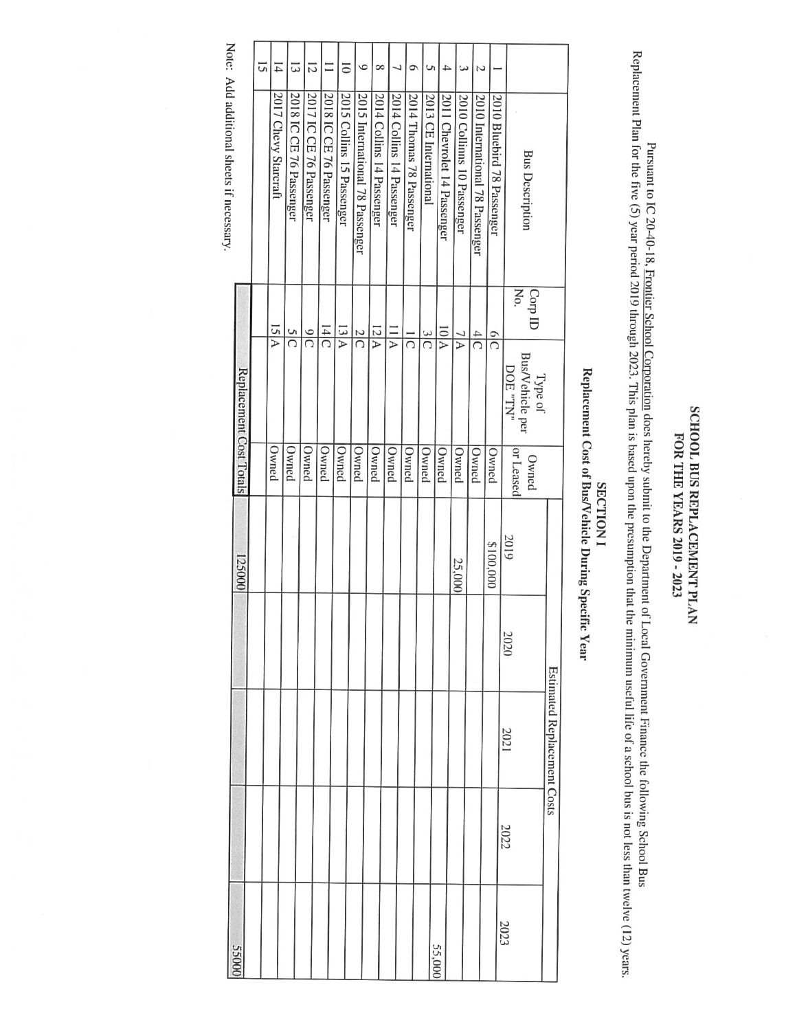# SCHOOL BUS REPLACEMENT PLAN
## FOR THE YEARS 2019 - 2023

Pursuant to IC 20-40-18, Frontier School Corporation does hereby submit to the Department of Local Government Finance the following School Bus Replacement Plan for the five (5) year period 2019 through 2023. This plan is based upon the presumption that the minimum useful life of a school bus is not less than twelve (12) years.

## SECTION I
### Replacement Cost of Bus/Vehicle During Specific Year

| | Bus Description | Corp ID No. | Type of Bus/Vehicle per DOE "TN" | Owned or Leased | Estimated Replacement Costs | | | | |
|---|---|---|---|---|---|---|---|---|---|
| | | | | | 2019 | 2020 | 2021 | 2022 | 2023 |
| 1 | 2010 Bluebird 78 Passenger | 6 | C | Owned | | | | | |
| 2 | 2010 International 78 Passenger | 4 | C | Owned | $100,000 | | | | |
| 3 | 2010 Collins 10 Passenger | 7 | A | Owned | | | | | |
| 4 | 2011 Chevrolet 14 Passenger | 10 | A | Owned | 25,000 | | | | |
| 5 | 2013 CE International | 3 | C | Owned | | | | | 55,000 |
| 6 | 2014 Thomas 78 Passenger | 1 | C | Owned | | | | | |
| 7 | 2014 Collins 14 Passenger | 11 | A | Owned | | | | | |
| 8 | 2014 Collins 14 Passenger | 12 | A | Owned | | | | | |
| 9 | 2015 International 78 Passenger | 2 | C | Owned | | | | | |
| 10 | 2015 Collins 15 Passenger | 13 | A | Owned | | | | | |
| 11 | 2018 IC CE 76 Passenger | 14 | C | Owned | | | | | |
| 12 | 2017 IC CE 76 Passenger | 9 | C | Owned | | | | | |
| 13 | 2018 IC CE 76 Passenger | 5 | C | Owned | | | | | |
| 14 | 2017 Chevy Starcraft | 15 | A | Owned | | | | | |
| 15 | | | | | | | | | |
| | | | | Replacement Cost Totals | 125000 | | | | 55000 |

Note: Add additional sheets if necessary.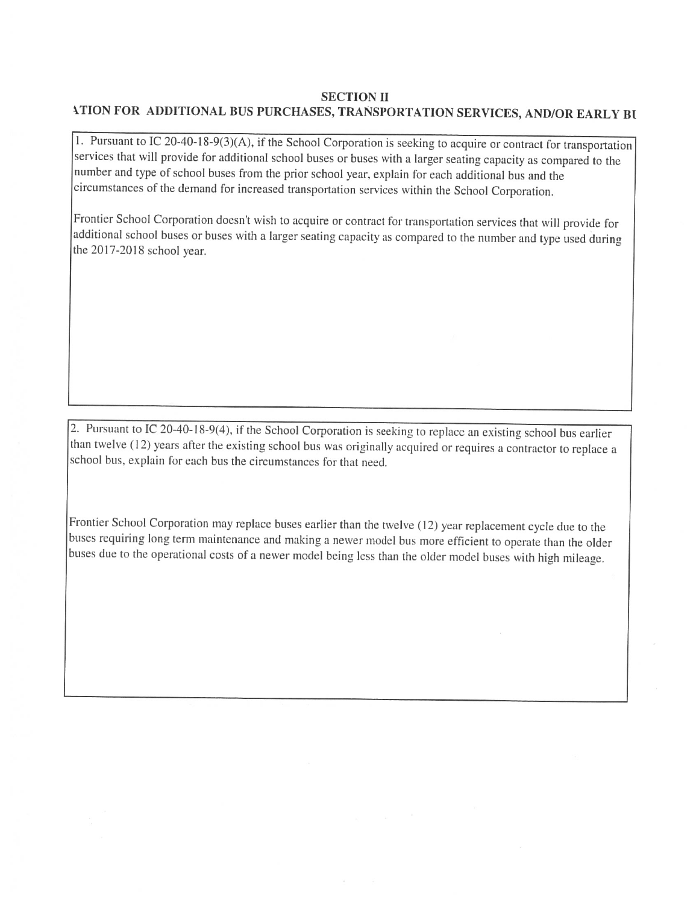## SECTION II

## ATION FOR ADDITIONAL BUS PURCHASES, TRANSPORTATION SERVICES, AND/OR EARLY BU

1. Pursuant to IC 20-40-18-9(3)(A), if the School Corporation is seeking to acquire or contract for transportation services that will provide for additional school buses or buses with a larger seating capacity as compared to the number and type of school buses from the prior school year, explain for each additional bus and the circumstances of the demand for increased transportation services within the School Corporation.

Frontier School Corporation doesn't wish to acquire or contract for transportation services that will provide for additional school buses or buses with a larger seating capacity as compared to the number and type used during the 2017-2018 school year.

2. Pursuant to IC 20-40-18-9(4), if the School Corporation is seeking to replace an existing school bus earlier than twelve (12) years after the existing school bus was originally acquired or requires a contractor to replace a school bus, explain for each bus the circumstances for that need.

Frontier School Corporation may replace buses earlier than the twelve (12) year replacement cycle due to the buses requiring long term maintenance and making a newer model bus more efficient to operate than the older buses due to the operational costs of a newer model being less than the older model buses with high mileage.